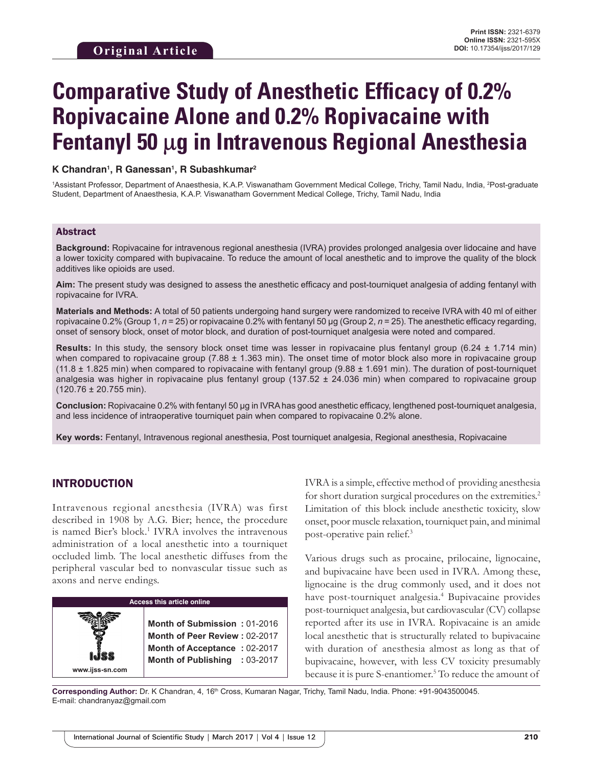**Original Article**

**Print ISSN:** 2321-6379
**Online ISSN:** 2321-595X
**DOI:** 10.17354/ijss/2017/129

# Comparative Study of Anesthetic Efficacy of 0.2% Ropivacaine Alone and 0.2% Ropivacaine with Fentanyl 50 μg in Intravenous Regional Anesthesia

**K Chandran[1], R Ganessan[1], R Subashkumar[2]**

[1]Assistant Professor, Department of Anaesthesia, K.A.P. Viswanatham Government Medical College, Trichy, Tamil Nadu, India, [2]Post-graduate Student, Department of Anaesthesia, K.A.P. Viswanatham Government Medical College, Trichy, Tamil Nadu, India

## Abstract

**Background:** Ropivacaine for intravenous regional anesthesia (IVRA) provides prolonged analgesia over lidocaine and have a lower toxicity compared with bupivacaine. To reduce the amount of local anesthetic and to improve the quality of the block additives like opioids are used.

**Aim:** The present study was designed to assess the anesthetic efficacy and post-tourniquet analgesia of adding fentanyl with ropivacaine for IVRA.

**Materials and Methods:** A total of 50 patients undergoing hand surgery were randomized to receive IVRA with 40 ml of either ropivacaine 0.2% (Group 1, *n* = 25) or ropivacaine 0.2% with fentanyl 50 µg (Group 2, *n* = 25). The anesthetic efficacy regarding, onset of sensory block, onset of motor block, and duration of post-tourniquet analgesia were noted and compared.

**Results:** In this study, the sensory block onset time was lesser in ropivacaine plus fentanyl group (6.24 ± 1.714 min) when compared to ropivacaine group (7.88 ± 1.363 min). The onset time of motor block also more in ropivacaine group (11.8 ± 1.825 min) when compared to ropivacaine with fentanyl group (9.88 ± 1.691 min). The duration of post-tourniquet analgesia was higher in ropivacaine plus fentanyl group (137.52 ± 24.036 min) when compared to ropivacaine group (120.76 ± 20.755 min).

**Conclusion:** Ropivacaine 0.2% with fentanyl 50 µg in IVRA has good anesthetic efficacy, lengthened post-tourniquet analgesia, and less incidence of intraoperative tourniquet pain when compared to ropivacaine 0.2% alone.

**Key words:** Fentanyl, Intravenous regional anesthesia, Post tourniquet analgesia, Regional anesthesia, Ropivacaine

## INTRODUCTION

Intravenous regional anesthesia (IVRA) was first described in 1908 by A.G. Bier; hence, the procedure is named Bier's block.[1] IVRA involves the intravenous administration of a local anesthetic into a tourniquet occluded limb. The local anesthetic diffuses from the peripheral vascular bed to nonvascular tissue such as axons and nerve endings.

| Access this article online | |
|---|---|
| IJSS www.ijss-sn.com | Month of Submission : 01-2016<br>Month of Peer Review : 02-2017<br>Month of Acceptance : 02-2017<br>Month of Publishing : 03-2017 |

IVRA is a simple, effective method of providing anesthesia for short duration surgical procedures on the extremities.[2] Limitation of this block include anesthetic toxicity, slow onset, poor muscle relaxation, tourniquet pain, and minimal post-operative pain relief.[3]

Various drugs such as procaine, prilocaine, lignocaine, and bupivacaine have been used in IVRA. Among these, lignocaine is the drug commonly used, and it does not have post-tourniquet analgesia.[4] Bupivacaine provides post-tourniquet analgesia, but cardiovascular (CV) collapse reported after its use in IVRA. Ropivacaine is an amide local anesthetic that is structurally related to bupivacaine with duration of anesthesia almost as long as that of bupivacaine, however, with less CV toxicity presumably because it is pure S-enantiomer.[5] To reduce the amount of

**Corresponding Author:** Dr. K Chandran, 4, 16th Cross, Kumaran Nagar, Trichy, Tamil Nadu, India. Phone: +91-9043500045. E-mail: chandranyaz@gmail.com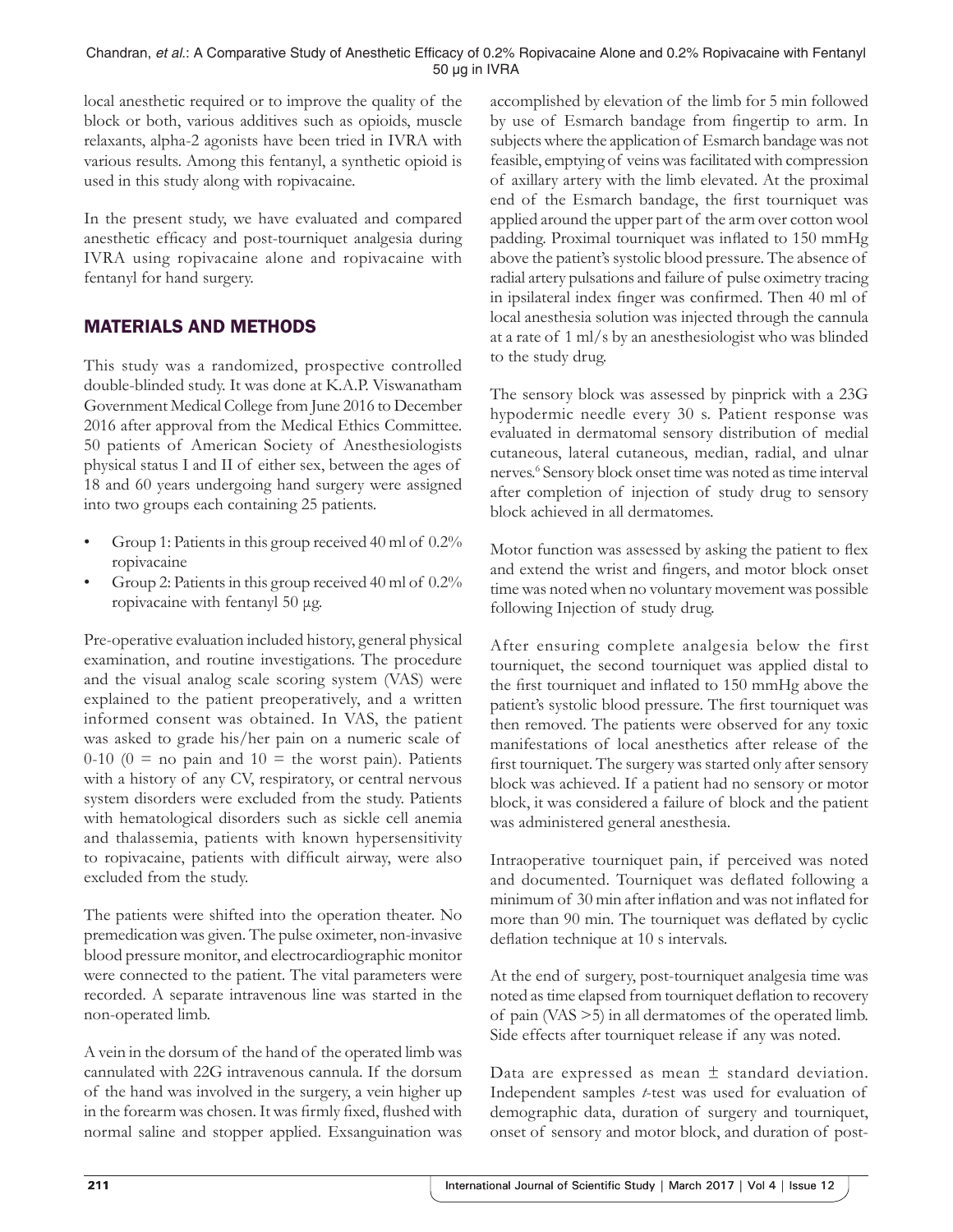local anesthetic required or to improve the quality of the block or both, various additives such as opioids, muscle relaxants, alpha-2 agonists have been tried in IVRA with various results. Among this fentanyl, a synthetic opioid is used in this study along with ropivacaine.

In the present study, we have evaluated and compared anesthetic efficacy and post-tourniquet analgesia during IVRA using ropivacaine alone and ropivacaine with fentanyl for hand surgery.

## MATERIALS AND METHODS

This study was a randomized, prospective controlled double-blinded study. It was done at K.A.P. Viswanatham Government Medical College from June 2016 to December 2016 after approval from the Medical Ethics Committee. 50 patients of American Society of Anesthesiologists physical status I and II of either sex, between the ages of 18 and 60 years undergoing hand surgery were assigned into two groups each containing 25 patients.

- Group 1: Patients in this group received 40 ml of 0.2% ropivacaine
- Group 2: Patients in this group received 40 ml of 0.2% ropivacaine with fentanyl 50 µg.

Pre-operative evaluation included history, general physical examination, and routine investigations. The procedure and the visual analog scale scoring system (VAS) were explained to the patient preoperatively, and a written informed consent was obtained. In VAS, the patient was asked to grade his/her pain on a numeric scale of 0-10 (0 = no pain and 10 = the worst pain). Patients with a history of any CV, respiratory, or central nervous system disorders were excluded from the study. Patients with hematological disorders such as sickle cell anemia and thalassemia, patients with known hypersensitivity to ropivacaine, patients with difficult airway, were also excluded from the study.

The patients were shifted into the operation theater. No premedication was given. The pulse oximeter, non-invasive blood pressure monitor, and electrocardiographic monitor were connected to the patient. The vital parameters were recorded. A separate intravenous line was started in the non-operated limb.

A vein in the dorsum of the hand of the operated limb was cannulated with 22G intravenous cannula. If the dorsum of the hand was involved in the surgery, a vein higher up in the forearm was chosen. It was firmly fixed, flushed with normal saline and stopper applied. Exsanguination was accomplished by elevation of the limb for 5 min followed by use of Esmarch bandage from fingertip to arm. In subjects where the application of Esmarch bandage was not feasible, emptying of veins was facilitated with compression of axillary artery with the limb elevated. At the proximal end of the Esmarch bandage, the first tourniquet was applied around the upper part of the arm over cotton wool padding. Proximal tourniquet was inflated to 150 mmHg above the patient's systolic blood pressure. The absence of radial artery pulsations and failure of pulse oximetry tracing in ipsilateral index finger was confirmed. Then 40 ml of local anesthesia solution was injected through the cannula at a rate of 1 ml/s by an anesthesiologist who was blinded to the study drug.

The sensory block was assessed by pinprick with a 23G hypodermic needle every 30 s. Patient response was evaluated in dermatomal sensory distribution of medial cutaneous, lateral cutaneous, median, radial, and ulnar nerves.[6] Sensory block onset time was noted as time interval after completion of injection of study drug to sensory block achieved in all dermatomes.

Motor function was assessed by asking the patient to flex and extend the wrist and fingers, and motor block onset time was noted when no voluntary movement was possible following Injection of study drug.

After ensuring complete analgesia below the first tourniquet, the second tourniquet was applied distal to the first tourniquet and inflated to 150 mmHg above the patient's systolic blood pressure. The first tourniquet was then removed. The patients were observed for any toxic manifestations of local anesthetics after release of the first tourniquet. The surgery was started only after sensory block was achieved. If a patient had no sensory or motor block, it was considered a failure of block and the patient was administered general anesthesia.

Intraoperative tourniquet pain, if perceived was noted and documented. Tourniquet was deflated following a minimum of 30 min after inflation and was not inflated for more than 90 min. The tourniquet was deflated by cyclic deflation technique at 10 s intervals.

At the end of surgery, post-tourniquet analgesia time was noted as time elapsed from tourniquet deflation to recovery of pain (VAS >5) in all dermatomes of the operated limb. Side effects after tourniquet release if any was noted.

Data are expressed as mean ± standard deviation. Independent samples *t*-test was used for evaluation of demographic data, duration of surgery and tourniquet, onset of sensory and motor block, and duration of post-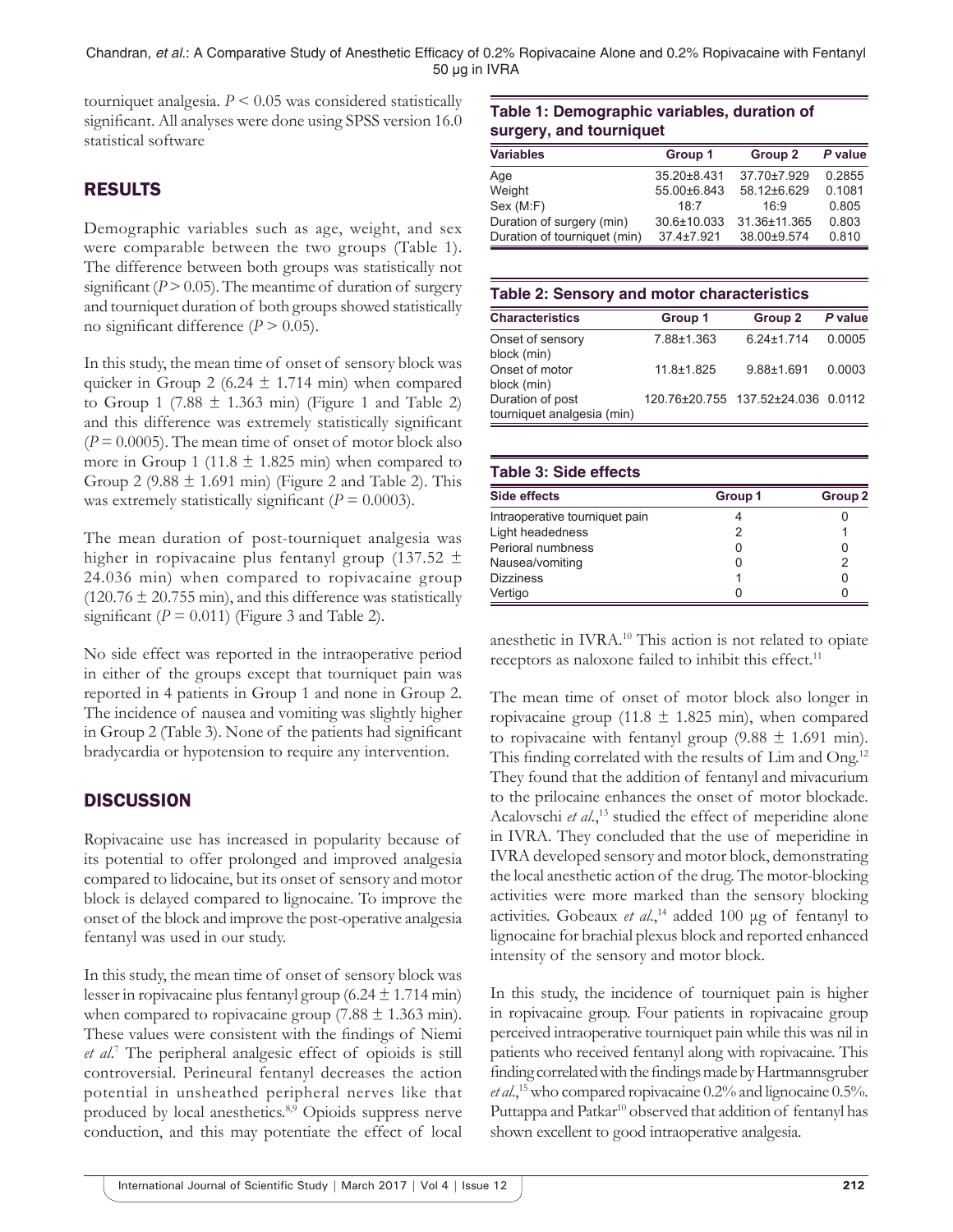tourniquet analgesia. $P < 0.05$ was considered statistically significant. All analyses were done using SPSS version 16.0 statistical software

## RESULTS

Demographic variables such as age, weight, and sex were comparable between the two groups (Table 1). The difference between both groups was statistically not significant ($P > 0.05$). The meantime of duration of surgery and tourniquet duration of both groups showed statistically no significant difference ($P > 0.05$).

In this study, the mean time of onset of sensory block was quicker in Group 2 (6.24 ± 1.714 min) when compared to Group 1 (7.88 ± 1.363 min) (Figure 1 and Table 2) and this difference was extremely statistically significant ($P = 0.0005$). The mean time of onset of motor block also more in Group 1 (11.8 ± 1.825 min) when compared to Group 2 (9.88 ± 1.691 min) (Figure 2 and Table 2). This was extremely statistically significant ($P = 0.0003$).

The mean duration of post-tourniquet analgesia was higher in ropivacaine plus fentanyl group (137.52 ± 24.036 min) when compared to ropivacaine group (120.76 ± 20.755 min), and this difference was statistically significant ($P = 0.011$) (Figure 3 and Table 2).

No side effect was reported in the intraoperative period in either of the groups except that tourniquet pain was reported in 4 patients in Group 1 and none in Group 2. The incidence of nausea and vomiting was slightly higher in Group 2 (Table 3). None of the patients had significant bradycardia or hypotension to require any intervention.

**Table 1: Demographic variables, duration of surgery, and tourniquet**

| Variables | Group 1 | Group 2 | P value |
|---|---|---|---|
| Age | 35.20±8.431 | 37.70±7.929 | 0.2855 |
| Weight | 55.00±6.843 | 58.12±6.629 | 0.1081 |
| Sex (M:F) | 18:7 | 16:9 | 0.805 |
| Duration of surgery (min) | 30.6±10.033 | 31.36±11.365 | 0.803 |
| Duration of tourniquet (min) | 37.4±7.921 | 38.00±9.574 | 0.810 |

**Table 2: Sensory and motor characteristics**

| Characteristics | Group 1 | Group 2 | P value |
|---|---|---|---|
| Onset of sensory block (min) | 7.88±1.363 | 6.24±1.714 | 0.0005 |
| Onset of motor block (min) | 11.8±1.825 | 9.88±1.691 | 0.0003 |
| Duration of post tourniquet analgesia (min) | 120.76±20.755 | 137.52±24.036 | 0.0112 |

**Table 3: Side effects**

| Side effects | Group 1 | Group 2 |
|---|---|---|
| Intraoperative tourniquet pain | 4 | 0 |
| Light headedness | 2 | 1 |
| Perioral numbness | 0 | 0 |
| Nausea/vomiting | 0 | 2 |
| Dizziness | 1 | 0 |
| Vertigo | 0 | 0 |

## DISCUSSION

Ropivacaine use has increased in popularity because of its potential to offer prolonged and improved analgesia compared to lidocaine, but its onset of sensory and motor block is delayed compared to lignocaine. To improve the onset of the block and improve the post-operative analgesia fentanyl was used in our study.

In this study, the mean time of onset of sensory block was lesser in ropivacaine plus fentanyl group (6.24 ± 1.714 min) when compared to ropivacaine group (7.88 ± 1.363 min). These values were consistent with the findings of Niemi *et al.*[7] The peripheral analgesic effect of opioids is still controversial. Perineural fentanyl decreases the action potential in unsheathed peripheral nerves like that produced by local anesthetics.[8,9] Opioids suppress nerve conduction, and this may potentiate the effect of local anesthetic in IVRA.[10] This action is not related to opiate receptors as naloxone failed to inhibit this effect.[11]

The mean time of onset of motor block also longer in ropivacaine group (11.8 ± 1.825 min), when compared to ropivacaine with fentanyl group (9.88 ± 1.691 min). This finding correlated with the results of Lim and Ong.[12] They found that the addition of fentanyl and mivacurium to the prilocaine enhances the onset of motor blockade. Acalovschi *et al.*,[13] studied the effect of meperidine alone in IVRA. They concluded that the use of meperidine in IVRA developed sensory and motor block, demonstrating the local anesthetic action of the drug. The motor-blocking activities were more marked than the sensory blocking activities. Gobeaux *et al.*,[14] added 100 µg of fentanyl to lignocaine for brachial plexus block and reported enhanced intensity of the sensory and motor block.

In this study, the incidence of tourniquet pain is higher in ropivacaine group. Four patients in ropivacaine group perceived intraoperative tourniquet pain while this was nil in patients who received fentanyl along with ropivacaine. This finding correlated with the findings made by Hartmannsgruber *et al.*,[15] who compared ropivacaine 0.2% and lignocaine 0.5%. Puttappa and Patkar[10] observed that addition of fentanyl has shown excellent to good intraoperative analgesia.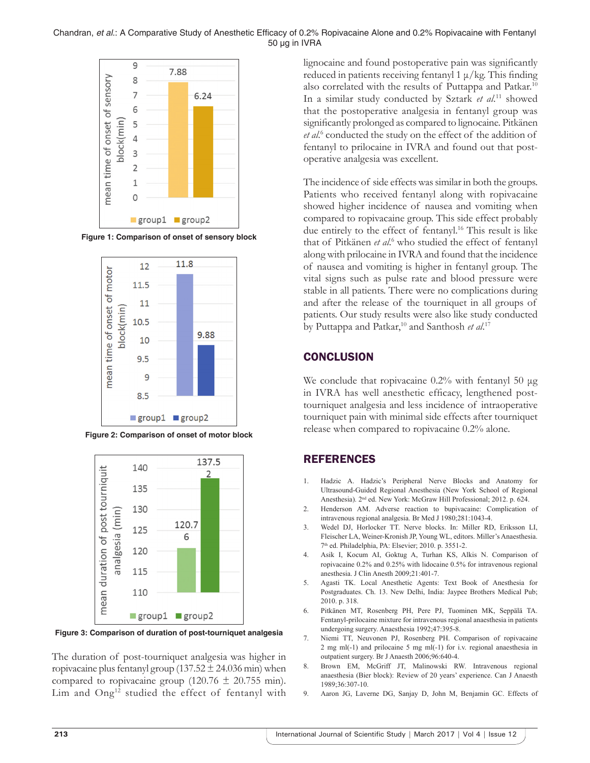Figure 1: Comparison of onset of sensory block

Figure 2: Comparison of onset of motor block

Figure 3: Comparison of duration of post-tourniquet analgesia

The duration of post-tourniquet analgesia was higher in ropivacaine plus fentanyl group (137.52 ± 24.036 min) when compared to ropivacaine group (120.76 ± 20.755 min). Lim and Ong[12] studied the effect of fentanyl with lignocaine and found postoperative pain was significantly reduced in patients receiving fentanyl 1 μ/kg. This finding also correlated with the results of Puttappa and Patkar.[10] In a similar study conducted by Sztark *et al.*[11] showed that the postoperative analgesia in fentanyl group was significantly prolonged as compared to lignocaine. Pitkänen *et al.*[6] conducted the study on the effect of the addition of fentanyl to prilocaine in IVRA and found out that post-operative analgesia was excellent.

The incidence of side effects was similar in both the groups. Patients who received fentanyl along with ropivacaine showed higher incidence of nausea and vomiting when compared to ropivacaine group. This side effect probably due entirely to the effect of fentanyl.[16] This result is like that of Pitkänen *et al.*[6] who studied the effect of fentanyl along with prilocaine in IVRA and found that the incidence of nausea and vomiting is higher in fentanyl group. The vital signs such as pulse rate and blood pressure were stable in all patients. There were no complications during and after the release of the tourniquet in all groups of patients. Our study results were also like study conducted by Puttappa and Patkar,[10] and Santhosh *et al.*[17]

## CONCLUSION

We conclude that ropivacaine 0.2% with fentanyl 50 μg in IVRA has well anesthetic efficacy, lengthened post-tourniquet analgesia and less incidence of intraoperative tourniquet pain with minimal side effects after tourniquet release when compared to ropivacaine 0.2% alone.

## REFERENCES

1. Hadzic A. Hadzic's Peripheral Nerve Blocks and Anatomy for Ultrasound-Guided Regional Anesthesia (New York School of Regional Anesthesia). 2nd ed. New York: McGraw Hill Professional; 2012. p. 624.
2. Henderson AM. Adverse reaction to bupivacaine: Complication of intravenous regional analgesia. Br Med J 1980;281:1043-4.
3. Wedel DJ, Horlocker TT. Nerve blocks. In: Miller RD, Eriksson LI, Fleischer LA, Weiner-Kronish JP, Young WL, editors. Miller's Anaesthesia. 7th ed. Philadelphia, PA: Elsevier; 2010. p. 3551-2.
4. Asik I, Kocum AI, Goktug A, Turhan KS, Alkis N. Comparison of ropivacaine 0.2% and 0.25% with lidocaine 0.5% for intravenous regional anesthesia. J Clin Anesth 2009;21:401-7.
5. Agasti TK. Local Anesthetic Agents: Text Book of Anesthesia for Postgraduates. Ch. 13. New Delhi, India: Jaypee Brothers Medical Pub; 2010. p. 318.
6. Pitkänen MT, Rosenberg PH, Pere PJ, Tuominen MK, Seppälä TA. Fentanyl-prilocaine mixture for intravenous regional anaesthesia in patients undergoing surgery. Anaesthesia 1992;47:395-8.
7. Niemi TT, Neuvonen PJ, Rosenberg PH. Comparison of ropivacaine 2 mg ml(-1) and prilocaine 5 mg ml(-1) for i.v. regional anaesthesia in outpatient surgery. Br J Anaesth 2006;96:640-4.
8. Brown EM, McGriff JT, Malinowski RW. Intravenous regional anaesthesia (Bier block): Review of 20 years' experience. Can J Anaesth 1989;36:307-10.
9. Aaron JG, Laverne DG, Sanjay D, John M, Benjamin GC. Effects of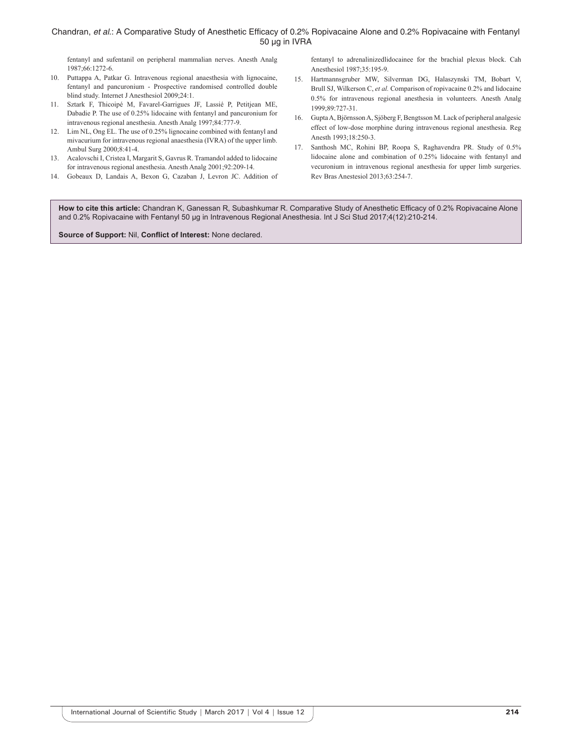fentanyl and sufentanil on peripheral mammalian nerves. Anesth Analg 1987;66:1272-6.

10. Puttappa A, Patkar G. Intravenous regional anaesthesia with lignocaine, fentanyl and pancuronium - Prospective randomised controlled double blind study. Internet J Anesthesiol 2009;24:1.
11. Sztark F, Thicoipé M, Favarel-Garrigues JF, Lassié P, Petitjean ME, Dabadie P. The use of 0.25% lidocaine with fentanyl and pancuronium for intravenous regional anesthesia. Anesth Analg 1997;84:777-9.
12. Lim NL, Ong EL. The use of 0.25% lignocaine combined with fentanyl and mivacurium for intravenous regional anaesthesia (IVRA) of the upper limb. Ambul Surg 2000;8:41-4.
13. Acalovschi I, Cristea I, Margarit S, Gavrus R. Tramandol added to lidocaine for intravenous regional anesthesia. Anesth Analg 2001;92:209-14.
14. Gobeaux D, Landais A, Bexon G, Cazaban J, Levron JC. Addition of fentanyl to adrenalinizedlidocainee for the brachial plexus block. Cah Anesthesiol 1987;35:195-9.
15. Hartmannsgruber MW, Silverman DG, Halaszynski TM, Bobart V, Brull SJ, Wilkerson C, *et al.* Comparison of ropivacaine 0.2% and lidocaine 0.5% for intravenous regional anesthesia in volunteers. Anesth Analg 1999;89:727-31.
16. Gupta A, Björnsson A, Sjöberg F, Bengtsson M. Lack of peripheral analgesic effect of low-dose morphine during intravenous regional anesthesia. Reg Anesth 1993;18:250-3.
17. Santhosh MC, Rohini BP, Roopa S, Raghavendra PR. Study of 0.5% lidocaine alone and combination of 0.25% lidocaine with fentanyl and vecuronium in intravenous regional anesthesia for upper limb surgeries. Rev Bras Anestesiol 2013;63:254-7.

**How to cite this article:** Chandran K, Ganessan R, Subashkumar R. Comparative Study of Anesthetic Efficacy of 0.2% Ropivacaine Alone and 0.2% Ropivacaine with Fentanyl 50 µg in Intravenous Regional Anesthesia. Int J Sci Stud 2017;4(12):210-214.

**Source of Support:** Nil, **Conflict of Interest:** None declared.